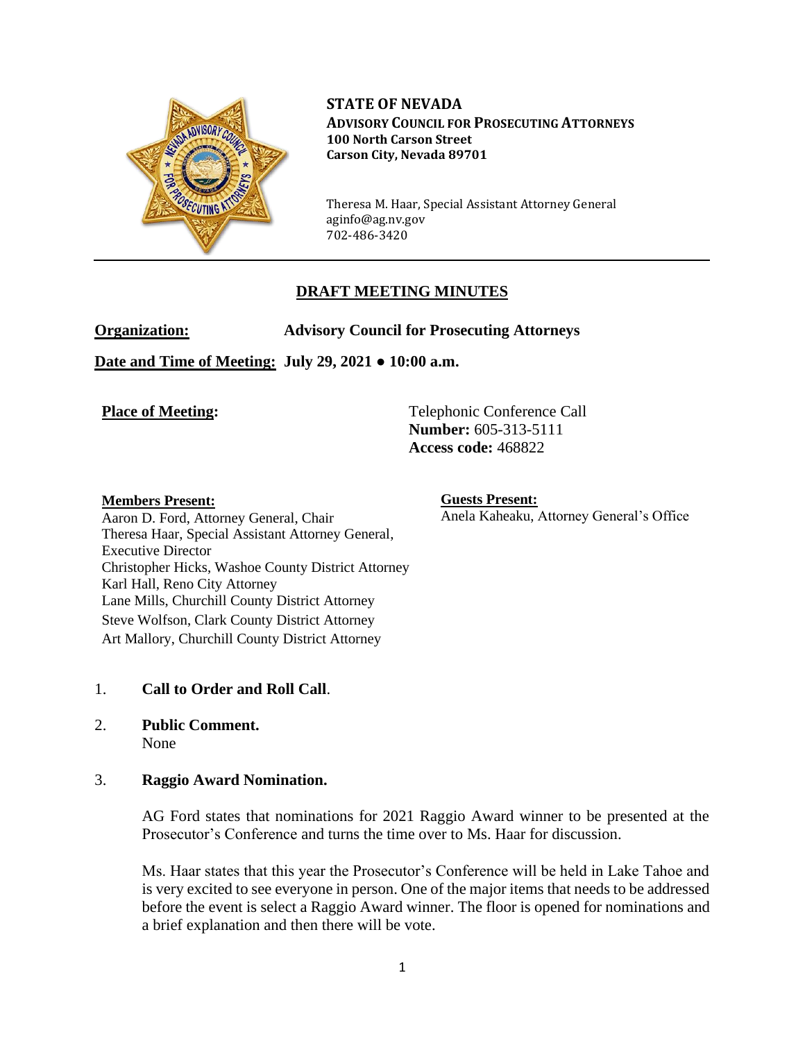**STATE OF NEVADA**
**ADVISORY COUNCIL FOR PROSECUTING ATTORNEYS**
**100 North Carson Street**
**Carson City, Nevada 89701**

Theresa M. Haar, Special Assistant Attorney General
aginfo@ag.nv.gov
702-486-3420

---

# DRAFT MEETING MINUTES

**Organization:** **Advisory Council for Prosecuting Attorneys**

**Date and Time of Meeting:** **July 29, 2021 ● 10:00 a.m.**

**Place of Meeting:** Telephonic Conference Call
**Number:** 605-313-5111
**Access code:** 468822

**Members Present:**
Aaron D. Ford, Attorney General, Chair
Theresa Haar, Special Assistant Attorney General, Executive Director
Christopher Hicks, Washoe County District Attorney
Karl Hall, Reno City Attorney
Lane Mills, Churchill County District Attorney
Steve Wolfson, Clark County District Attorney
Art Mallory, Churchill County District Attorney

**Guests Present:**
Anela Kaheaku, Attorney General's Office

1. **Call to Order and Roll Call**.

2. **Public Comment.**
   None

3. **Raggio Award Nomination.**

   AG Ford states that nominations for 2021 Raggio Award winner to be presented at the Prosecutor's Conference and turns the time over to Ms. Haar for discussion.

   Ms. Haar states that this year the Prosecutor's Conference will be held in Lake Tahoe and is very excited to see everyone in person. One of the major items that needs to be addressed before the event is select a Raggio Award winner. The floor is opened for nominations and a brief explanation and then there will be vote.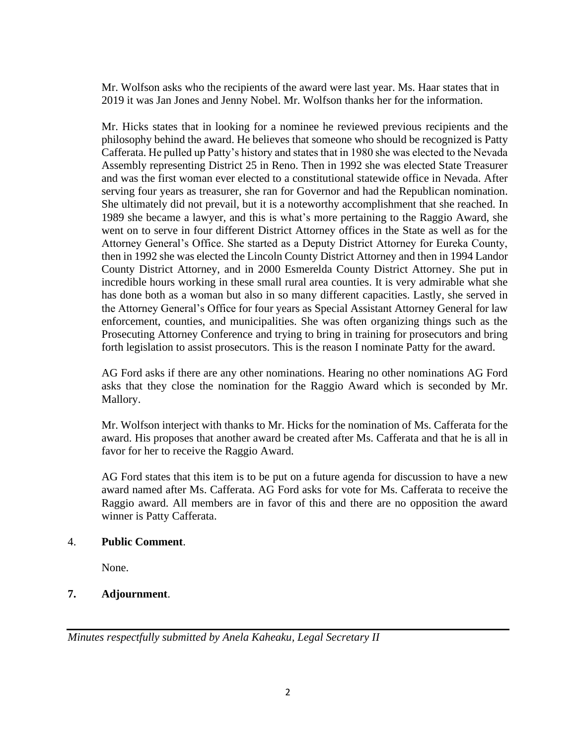Mr. Wolfson asks who the recipients of the award were last year. Ms. Haar states that in 2019 it was Jan Jones and Jenny Nobel. Mr. Wolfson thanks her for the information.

Mr. Hicks states that in looking for a nominee he reviewed previous recipients and the philosophy behind the award. He believes that someone who should be recognized is Patty Cafferata. He pulled up Patty's history and states that in 1980 she was elected to the Nevada Assembly representing District 25 in Reno. Then in 1992 she was elected State Treasurer and was the first woman ever elected to a constitutional statewide office in Nevada. After serving four years as treasurer, she ran for Governor and had the Republican nomination. She ultimately did not prevail, but it is a noteworthy accomplishment that she reached. In 1989 she became a lawyer, and this is what's more pertaining to the Raggio Award, she went on to serve in four different District Attorney offices in the State as well as for the Attorney General's Office. She started as a Deputy District Attorney for Eureka County, then in 1992 she was elected the Lincoln County District Attorney and then in 1994 Landor County District Attorney, and in 2000 Esmerelda County District Attorney. She put in incredible hours working in these small rural area counties. It is very admirable what she has done both as a woman but also in so many different capacities. Lastly, she served in the Attorney General's Office for four years as Special Assistant Attorney General for law enforcement, counties, and municipalities. She was often organizing things such as the Prosecuting Attorney Conference and trying to bring in training for prosecutors and bring forth legislation to assist prosecutors. This is the reason I nominate Patty for the award.

AG Ford asks if there are any other nominations. Hearing no other nominations AG Ford asks that they close the nomination for the Raggio Award which is seconded by Mr. Mallory.

Mr. Wolfson interject with thanks to Mr. Hicks for the nomination of Ms. Cafferata for the award. His proposes that another award be created after Ms. Cafferata and that he is all in favor for her to receive the Raggio Award.

AG Ford states that this item is to be put on a future agenda for discussion to have a new award named after Ms. Cafferata. AG Ford asks for vote for Ms. Cafferata to receive the Raggio award. All members are in favor of this and there are no opposition the award winner is Patty Cafferata.

4. **Public Comment**.

None.

**7. Adjournment**.

---

*Minutes respectfully submitted by Anela Kaheaku, Legal Secretary II*